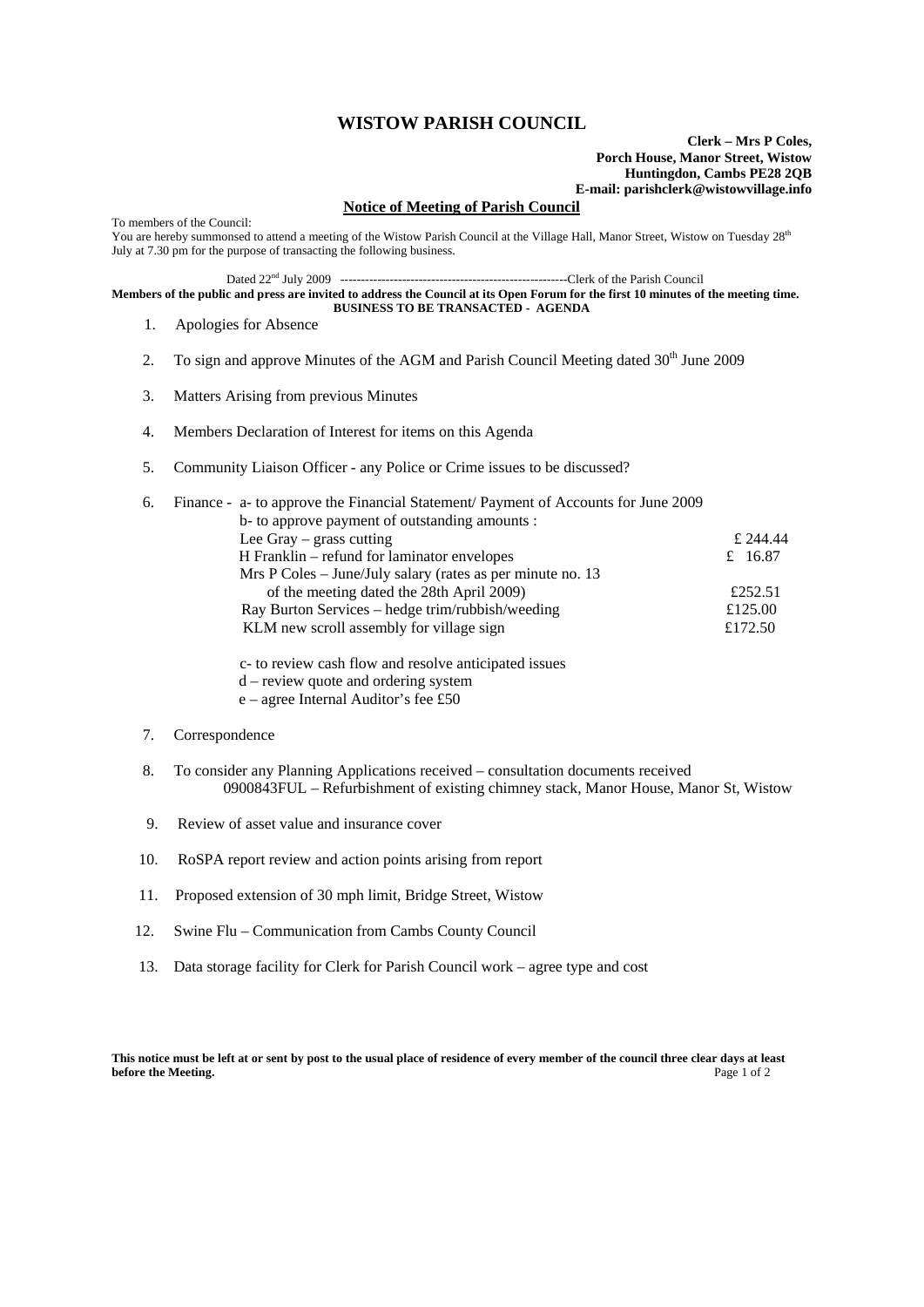# WISTOW PARISH COUNCIL

**Clerk – Mrs P Coles,**
**Porch House, Manor Street, Wistow**
**Huntingdon, Cambs PE28 2QB**
**E-mail: parishclerk@wistowvillage.info**

## Notice of Meeting of Parish Council

To members of the Council:
You are hereby summonsed to attend a meeting of the Wistow Parish Council at the Village Hall, Manor Street, Wistow on Tuesday 28th July at 7.30 pm for the purpose of transacting the following business.

Dated 22nd July 2009 --------------------------------------------------------Clerk of the Parish Council

**Members of the public and press are invited to address the Council at its Open Forum for the first 10 minutes of the meeting time.**

**BUSINESS TO BE TRANSACTED - AGENDA**

1. Apologies for Absence
2. To sign and approve Minutes of the AGM and Parish Council Meeting dated 30th June 2009
3. Matters Arising from previous Minutes
4. Members Declaration of Interest for items on this Agenda
5. Community Liaison Officer - any Police or Crime issues to be discussed?
6. Finance - a- to approve the Financial Statement/ Payment of Accounts for June 2009
   b- to approve payment of outstanding amounts :

   | | |
   |---|---|
   | Lee Gray – grass cutting | £ 244.44 |
   | H Franklin – refund for laminator envelopes | £ 16.87 |
   | Mrs P Coles – June/July salary (rates as per minute no. 13 of the meeting dated the 28th April 2009) | £252.51 |
   | Ray Burton Services – hedge trim/rubbish/weeding | £125.00 |
   | KLM new scroll assembly for village sign | £172.50 |

   c- to review cash flow and resolve anticipated issues
   d – review quote and ordering system
   e – agree Internal Auditor's fee £50
7. Correspondence
8. To consider any Planning Applications received – consultation documents received
   0900843FUL – Refurbishment of existing chimney stack, Manor House, Manor St, Wistow
9. Review of asset value and insurance cover
10. RoSPA report review and action points arising from report
11. Proposed extension of 30 mph limit, Bridge Street, Wistow
12. Swine Flu – Communication from Cambs County Council
13. Data storage facility for Clerk for Parish Council work – agree type and cost

**This notice must be left at or sent by post to the usual place of residence of every member of the council three clear days at least before the Meeting.**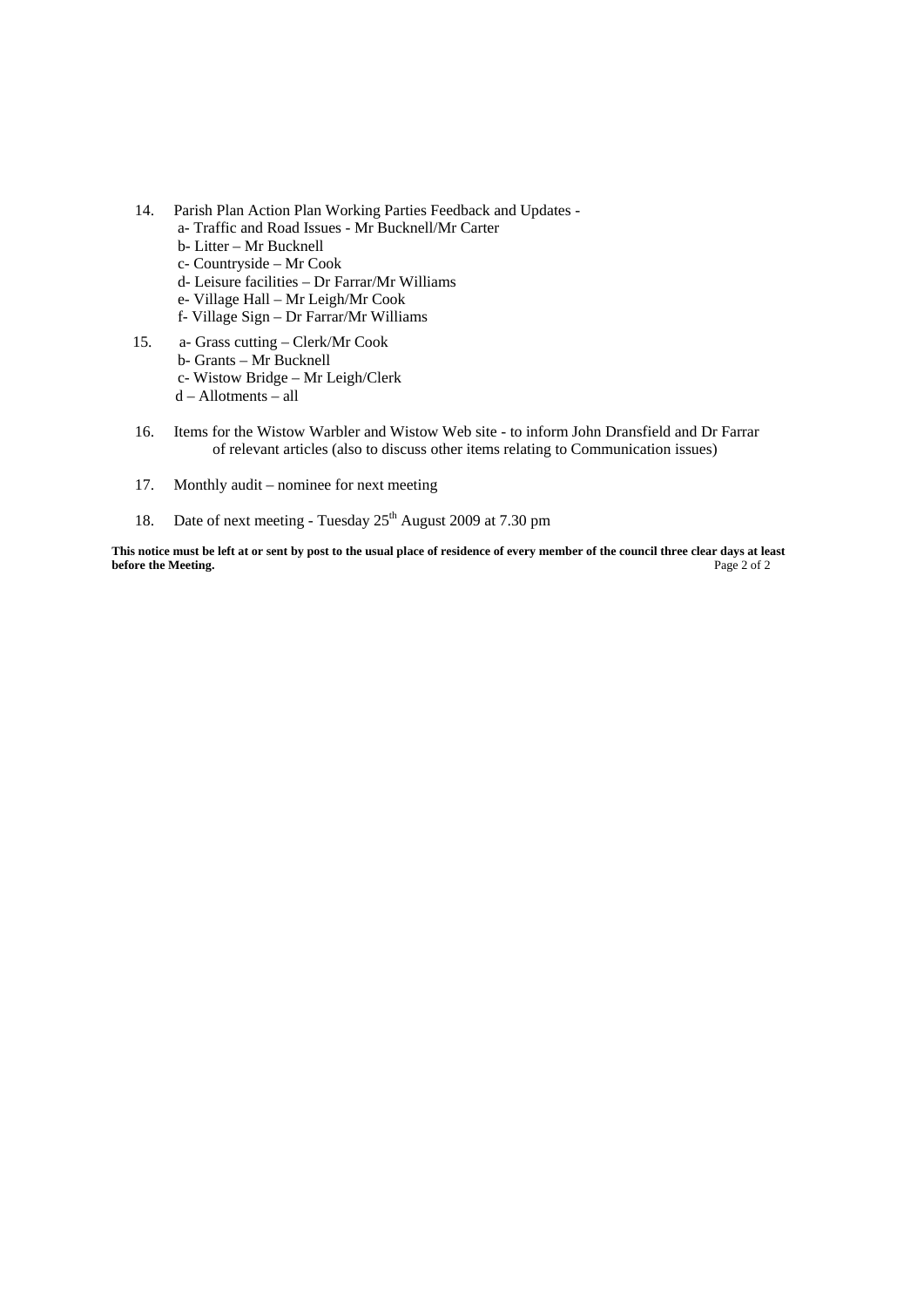14. Parish Plan Action Plan Working Parties Feedback and Updates -
    - a- Traffic and Road Issues - Mr Bucknell/Mr Carter
    - b- Litter – Mr Bucknell
    - c- Countryside – Mr Cook
    - d- Leisure facilities – Dr Farrar/Mr Williams
    - e- Village Hall – Mr Leigh/Mr Cook
    - f- Village Sign – Dr Farrar/Mr Williams

15. a- Grass cutting – Clerk/Mr Cook
    - b- Grants – Mr Bucknell
    - c- Wistow Bridge – Mr Leigh/Clerk
    - d – Allotments – all

16. Items for the Wistow Warbler and Wistow Web site - to inform John Dransfield and Dr Farrar of relevant articles (also to discuss other items relating to Communication issues)

17. Monthly audit – nominee for next meeting

18. Date of next meeting - Tuesday 25th August 2009 at 7.30 pm

**This notice must be left at or sent by post to the usual place of residence of every member of the council three clear days at least before the Meeting.**